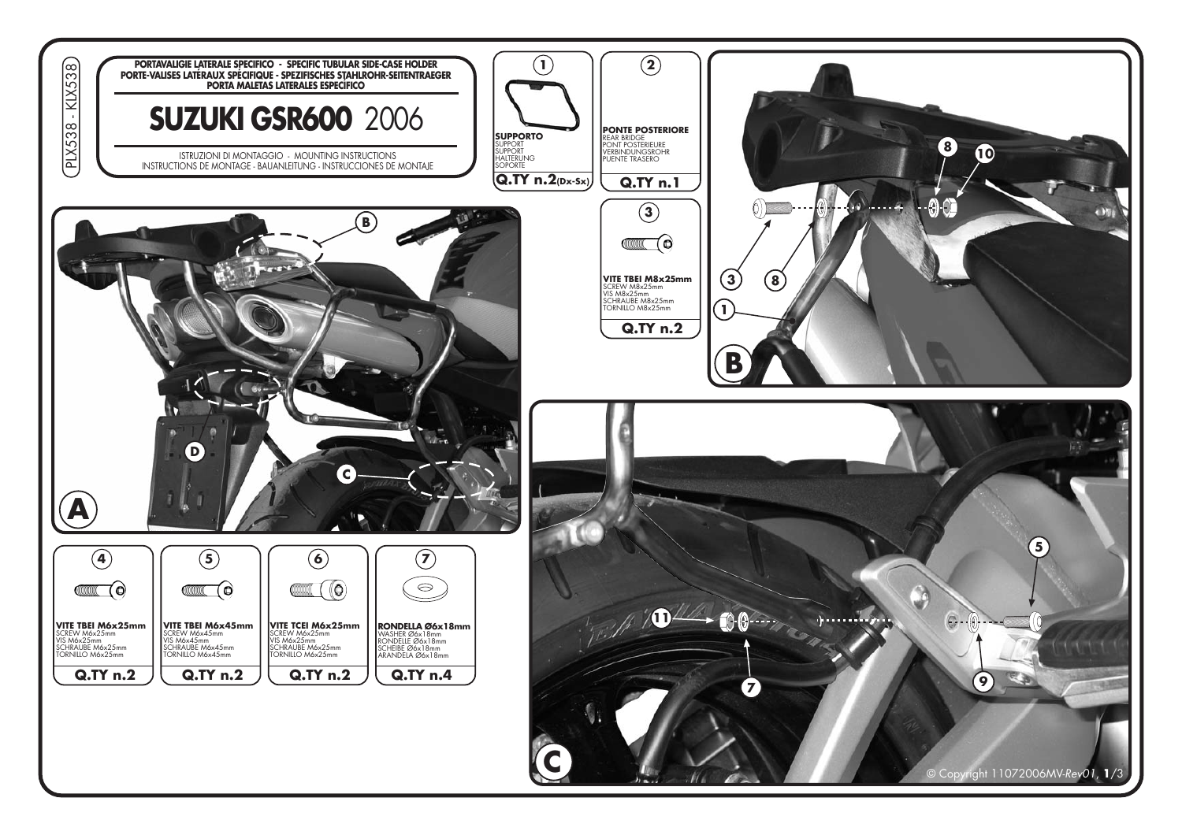PLX538 - KLX538

**PORTAVALIGIE LATERALE SPECIFICO - SPECIFIC TUBULAR SIDE-CASE HOLDER**
**PORTE-VALISES LATÉRAUX SPÉCIFIQUE - SPEZIFISCHES STAHLROHR-SEITENTRAEGER**
**PORTA MALETAS LATERALES ESPECÍFICO**

# SUZUKI GSR600 2006

ISTRUZIONI DI MONTAGGIO - MOUNTING INSTRUCTIONS
INSTRUCTIONS DE MONTAGE - BAUANLEITUNG - INSTRUCCIONES DE MONTAJE

**1**
**SUPPORTO**
SUPPORT
SUPPORT
HALTERUNG
SOPORTE
**Q.TY n.2 (Dx-Sx)**

**2**
**PONTE POSTERIORE**
REAR BRIDGE
PONT POSTERIEURE
VERBINDUNGSROHR
PUENTE TRASERO
**Q.TY n.1**

**3**
**VITE TBEI M8x25mm**
SCREW M8x25mm
VIS M8x25mm
SCHRAUBE M8x25mm
TORNILLO M8x25mm
**Q.TY n.2**

**4**
**VITE TBEI M6x25mm**
SCREW M6x25mm
VIS M6x25mm
SCHRAUBE M6x25mm
TORNILLO M6x25mm
**Q.TY n.2**

**5**
**VITE TBEI M6x45mm**
SCREW M6x45mm
VIS M6x45mm
SCHRAUBE M6x45mm
TORNILLO M6x45mm
**Q.TY n.2**

**6**
**VITE TCEI M6x25mm**
SCREW M6x25mm
VIS M6x25mm
SCHRAUBE M6x25mm
TORNILLO M6x25mm
**Q.TY n.2**

**7**
**RONDELLA Ø6x18mm**
WASHER Ø6x18mm
RONDELLE Ø6x18mm
SCHEIBE Ø6x18mm
ARANDELA Ø6x18mm
**Q.TY n.4**

A — B, C, D

B — 3, 8, 10, 1

C — 5, 7, 9, 11

© Copyright 11072006MV-Rev01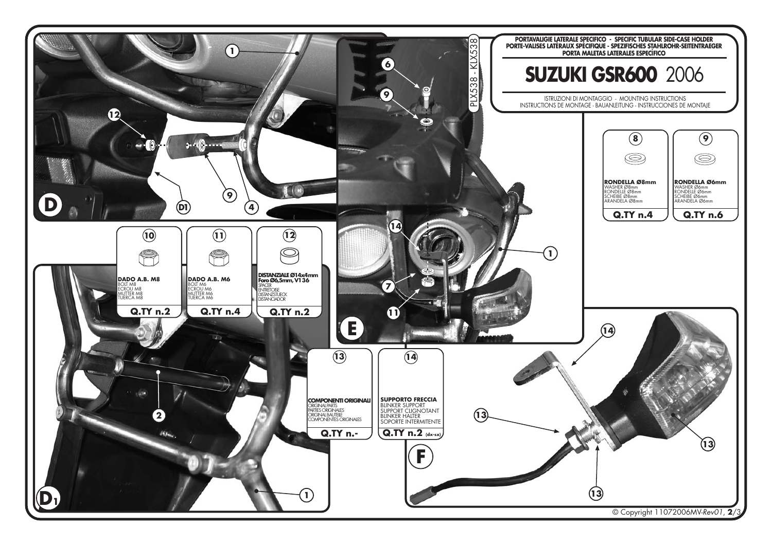PORTAVALIGIE LATERALE SPECIFICO - SPECIFIC TUBULAR SIDE-CASE HOLDER
PORTE-VALISES LATÉRAUX SPECIFIQUE - SPEZIFISCHES STAHLROHR-SEITENTRAEGER
PORTA MALETAS LATERALES ESPECÍFICO

# SUZUKI GSR600 2006

ISTRUZIONI DI MONTAGGIO - MOUNTING INSTRUCTIONS
INSTRUCTIONS DE MONTAGE - BAUANLEITUNG - INSTRUCCIONES DE MONTAJE

PLX538 - KLX538

**8**
**RONDELLA Ø8mm**
WASHER Ø8mm
RONDELLE Ø8mm
SCHEIBE Ø8mm
ARANDELA Ø8mm
**Q.TY n.4**

**9**
**RONDELLA Ø6mm**
WASHER Ø6mm
RONDELLE Ø6mm
SCHEIBE Ø6mm
ARANDELA Ø6mm
**Q.TY n.6**

**10**
**DADO A.B. M8**
BOLT M8
ECROU M8
MUTTER M8
TUERCA M8
**Q.TY n.2**

**11**
**DADO A.B. M6**
BOLT M6
ECROU M6
MUTTER M6
TUERCA M6
**Q.TY n.4**

**12**
**DISTANZIALE Ø14x4mm Foro Ø6,5mm, V136**
SPACER
ENTRETOISE
DISTANZSTUECK
DISTANCIADOR
**Q.TY n.2**

**13**
**COMPONENTI ORIGINALI**
ORIGINAL PARTS
PARTIES ORIGINALES
ORIGINAL BAUTEILE
COMPONENTES ORIGINALES
**Q.TY n.-**

**14**
**SUPPORTO FRECCIA**
BLINKER SUPPORT
SUPPORT CLIGNOTANT
BLINKER HALTER
SOPORTE INTERMITENTE
**Q.TY n.2** (dx-sx)

D: 1, 12, 9, 4, D1

D1: 1, 2

E: 6, 9, 14, 1, 7, 11

F: 14, 13

© Copyright 11072006MV-Rev01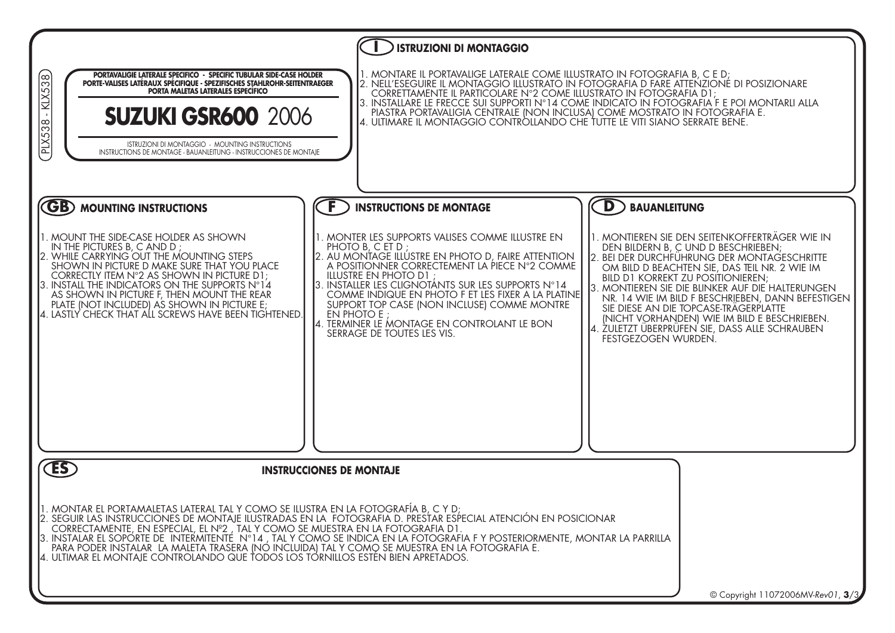PLX538 - KLX538

**PORTAVALIGIE LATERALE SPECIFICO - SPECIFIC TUBULAR SIDE-CASE HOLDER**
**PORTE-VALISES LATÉRAUX SPÉCIFIQUE - SPEZIFISCHES STAHLROHR-SEITENTRAEGER**
**PORTA MALETAS LATERALES ESPECÍFICO**

# SUZUKI GSR600 2006

ISTRUZIONI DI MONTAGGIO - MOUNTING INSTRUCTIONS
INSTRUCTIONS DE MONTAGE - BAUANLEITUNG - INSTRUCCIONES DE MONTAJE

## I ISTRUZIONI DI MONTAGGIO

1. MONTARE IL PORTAVALIGE LATERALE COME ILLUSTRATO IN FOTOGRAFIA B, C E D;
2. NELL'ESEGUIRE IL MONTAGGIO ILLUSTRATO IN FOTOGRAFIA D FARE ATTENZIONE DI POSIZIONARE CORRETTAMENTE IL PARTICOLARE N°2 COME ILLUSTRATO IN FOTOGRAFIA D1;
3. INSTALLARE LE FRECCE SUI SUPPORTI N°14 COME INDICATO IN FOTOGRAFIA F E POI MONTARLI ALLA PIASTRA PORTAVALIGIA CENTRALE (NON INCLUSA) COME MOSTRATO IN FOTOGRAFIA E.
4. ULTIMARE IL MONTAGGIO CONTROLLANDO CHE TUTTE LE VITI SIANO SERRATE BENE.

## GB MOUNTING INSTRUCTIONS

1. MOUNT THE SIDE-CASE HOLDER AS SHOWN IN THE PICTURES B, C AND D ;
2. WHILE CARRYING OUT THE MOUNTING STEPS SHOWN IN PICTURE D MAKE SURE THAT YOU PLACE CORRECTLY ITEM N°2 AS SHOWN IN PICTURE D1;
3. INSTALL THE INDICATORS ON THE SUPPORTS N°14 AS SHOWN IN PICTURE F, THEN MOUNT THE REAR PLATE (NOT INCLUDED) AS SHOWN IN PICTURE E;
4. LASTLY CHECK THAT ALL SCREWS HAVE BEEN TIGHTENED.

## F INSTRUCTIONS DE MONTAGE

1. MONTER LES SUPPORTS VALISES COMME ILLUSTRE EN PHOTO B, C ET D ;
2. AU MONTAGE ILLUSTRE EN PHOTO D, FAIRE ATTENTION A POSITIONNER CORRECTEMENT LA PIECE N°2 COMME ILLUSTRE EN PHOTO D1 ;
3. INSTALLER LES CLIGNOTANTS SUR LES SUPPORTS N°14 COMME INDIQUE EN PHOTO F ET LES FIXER A LA PLATINE SUPPORT TOP CASE (NON INCLUSE) COMME MONTRE EN PHOTO E ;
4. TERMINER LE MONTAGE EN CONTROLANT LE BON SERRAGE DE TOUTES LES VIS.

## D BAUANLEITUNG

1. MONTIEREN SIE DEN SEITENKOFFERTRÄGER WIE IN DEN BILDERN B, C UND D BESCHRIEBEN;
2. BEI DER DURCHFÜHRUNG DER MONTAGESCHRITTE OM BILD D BEACHTEN SIE, DAS TEIL NR. 2 WIE IM BILD D1 KORREKT ZU POSITIONIEREN;
3. MONTIEREN SIE DIE BLINKER AUF DIE HALTERUNGEN NR. 14 WIE IM BILD F BESCHRIEBEN, DANN BEFESTIGEN SIE DIESE AN DIE TOPCASE-TRÄGERPLATTE (NICHT VORHANDEN) WIE IM BILD E BESCHRIEBEN.
4. ZULETZT ÜBERPRÜFEN SIE, DASS ALLE SCHRAUBEN FESTGEZOGEN WURDEN.

## ES INSTRUCCIONES DE MONTAJE

1. MONTAR EL PORTAMALETAS LATERAL TAL Y COMO SE ILUSTRA EN LA FOTOGRAFÍA B, C Y D;
2. SEGUIR LAS INSTRUCCIONES DE MONTAJE ILUSTRADAS EN LA FOTOGRAFIA D. PRESTAR ESPECIAL ATENCIÓN EN POSICIONAR CORRECTAMENTE, EN ESPECIAL, EL Nº2 , TAL Y COMO SE MUESTRA EN LA FOTOGRAFIA D1.
3. INSTALAR EL SOPORTE DE INTERMITENTE N°14 , TAL Y COMO SE INDICA EN LA FOTOGRAFIA F Y POSTERIORMENTE, MONTAR LA PARRILLA PARA PODER INSTALAR LA MALETA TRASERA (NO INCLUIDA) TAL Y COMO SE MUESTRA EN LA FOTOGRAFIA E.
4. ULTIMAR EL MONTAJE CONTROLANDO QUE TODOS LOS TORNILLOS ESTÉN BIEN APRETADOS.

© Copyright 11072006MV-*Rev01*